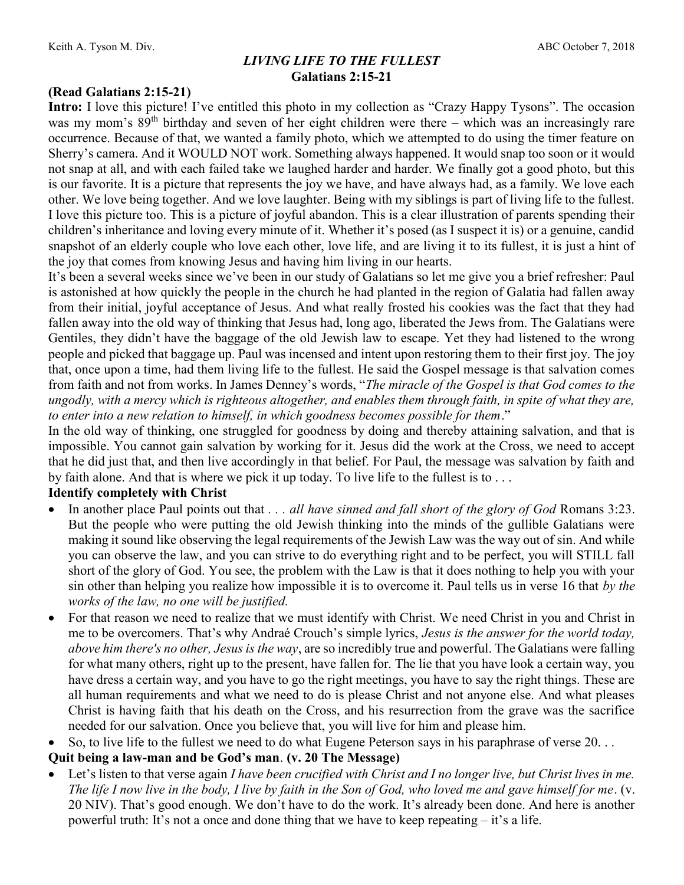Keith A. Tyson M. Div. ABC October 7, 2018

# *LIVING LIFE TO THE FULLEST*

## Galatians 2:15-21

**(Read Galatians 2:15-21)**

**Intro:** I love this picture! I've entitled this photo in my collection as "Crazy Happy Tysons". The occasion was my mom's 89th birthday and seven of her eight children were there – which was an increasingly rare occurrence. Because of that, we wanted a family photo, which we attempted to do using the timer feature on Sherry's camera. And it WOULD NOT work. Something always happened. It would snap too soon or it would not snap at all, and with each failed take we laughed harder and harder. We finally got a good photo, but this is our favorite. It is a picture that represents the joy we have, and have always had, as a family. We love each other. We love being together. And we love laughter. Being with my siblings is part of living life to the fullest. I love this picture too. This is a picture of joyful abandon. This is a clear illustration of parents spending their children's inheritance and loving every minute of it. Whether it's posed (as I suspect it is) or a genuine, candid snapshot of an elderly couple who love each other, love life, and are living it to its fullest, it is just a hint of the joy that comes from knowing Jesus and having him living in our hearts.

It's been a several weeks since we've been in our study of Galatians so let me give you a brief refresher: Paul is astonished at how quickly the people in the church he had planted in the region of Galatia had fallen away from their initial, joyful acceptance of Jesus. And what really frosted his cookies was the fact that they had fallen away into the old way of thinking that Jesus had, long ago, liberated the Jews from. The Galatians were Gentiles, they didn't have the baggage of the old Jewish law to escape. Yet they had listened to the wrong people and picked that baggage up. Paul was incensed and intent upon restoring them to their first joy. The joy that, once upon a time, had them living life to the fullest. He said the Gospel message is that salvation comes from faith and not from works. In James Denney's words, "*The miracle of the Gospel is that God comes to the ungodly, with a mercy which is righteous altogether, and enables them through faith, in spite of what they are, to enter into a new relation to himself, in which goodness becomes possible for them*."

In the old way of thinking, one struggled for goodness by doing and thereby attaining salvation, and that is impossible. You cannot gain salvation by working for it. Jesus did the work at the Cross, we need to accept that he did just that, and then live accordingly in that belief. For Paul, the message was salvation by faith and by faith alone. And that is where we pick it up today. To live life to the fullest is to . . .

**Identify completely with Christ**

- In another place Paul points out that . . . *all have sinned and fall short of the glory of God* Romans 3:23. But the people who were putting the old Jewish thinking into the minds of the gullible Galatians were making it sound like observing the legal requirements of the Jewish Law was the way out of sin. And while you can observe the law, and you can strive to do everything right and to be perfect, you will STILL fall short of the glory of God. You see, the problem with the Law is that it does nothing to help you with your sin other than helping you realize how impossible it is to overcome it. Paul tells us in verse 16 that *by the works of the law, no one will be justified.*
- For that reason we need to realize that we must identify with Christ. We need Christ in you and Christ in me to be overcomers. That's why Andraé Crouch's simple lyrics, *Jesus is the answer for the world today, above him there's no other, Jesus is the way*, are so incredibly true and powerful. The Galatians were falling for what many others, right up to the present, have fallen for. The lie that you have look a certain way, you have dress a certain way, and you have to go the right meetings, you have to say the right things. These are all human requirements and what we need to do is please Christ and not anyone else. And what pleases Christ is having faith that his death on the Cross, and his resurrection from the grave was the sacrifice needed for our salvation. Once you believe that, you will live for him and please him.
- So, to live life to the fullest we need to do what Eugene Peterson says in his paraphrase of verse 20. . .

**Quit being a law-man and be God's man**. **(v. 20 The Message)**

- Let's listen to that verse again *I have been crucified with Christ and I no longer live, but Christ lives in me. The life I now live in the body, I live by faith in the Son of God, who loved me and gave himself for me*. (v. 20 NIV). That's good enough. We don't have to do the work. It's already been done. And here is another powerful truth: It's not a once and done thing that we have to keep repeating – it's a life.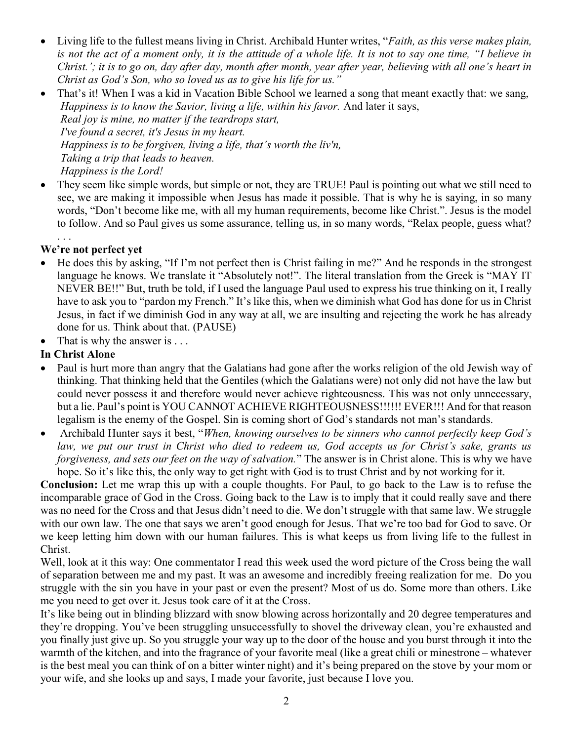- Living life to the fullest means living in Christ. Archibald Hunter writes, "*Faith, as this verse makes plain, is not the act of a moment only, it is the attitude of a whole life. It is not to say one time, "I believe in Christ.'; it is to go on, day after day, month after month, year after year, believing with all one's heart in Christ as God's Son, who so loved us as to give his life for us."*
- That's it! When I was a kid in Vacation Bible School we learned a song that meant exactly that: we sang, *Happiness is to know the Savior, living a life, within his favor.* And later it says,
  *Real joy is mine, no matter if the teardrops start,*
  *I've found a secret, it's Jesus in my heart.*
  *Happiness is to be forgiven, living a life, that's worth the liv'n,*
  *Taking a trip that leads to heaven.*
  *Happiness is the Lord!*
- They seem like simple words, but simple or not, they are TRUE! Paul is pointing out what we still need to see, we are making it impossible when Jesus has made it possible. That is why he is saying, in so many words, "Don't become like me, with all my human requirements, become like Christ.". Jesus is the model to follow. And so Paul gives us some assurance, telling us, in so many words, "Relax people, guess what? . . .

**We're not perfect yet**

- He does this by asking, "If I'm not perfect then is Christ failing in me?" And he responds in the strongest language he knows. We translate it "Absolutely not!". The literal translation from the Greek is "MAY IT NEVER BE!!" But, truth be told, if I used the language Paul used to express his true thinking on it, I really have to ask you to "pardon my French." It's like this, when we diminish what God has done for us in Christ Jesus, in fact if we diminish God in any way at all, we are insulting and rejecting the work he has already done for us. Think about that. (PAUSE)
- That is why the answer is . . .

**In Christ Alone**

- Paul is hurt more than angry that the Galatians had gone after the works religion of the old Jewish way of thinking. That thinking held that the Gentiles (which the Galatians were) not only did not have the law but could never possess it and therefore would never achieve righteousness. This was not only unnecessary, but a lie. Paul's point is YOU CANNOT ACHIEVE RIGHTEOUSNESS!!!!!! EVER!!! And for that reason legalism is the enemy of the Gospel. Sin is coming short of God's standards not man's standards.
- Archibald Hunter says it best, "*When, knowing ourselves to be sinners who cannot perfectly keep God's law, we put our trust in Christ who died to redeem us, God accepts us for Christ's sake, grants us forgiveness, and sets our feet on the way of salvation.*" The answer is in Christ alone. This is why we have hope. So it's like this, the only way to get right with God is to trust Christ and by not working for it.

**Conclusion:** Let me wrap this up with a couple thoughts. For Paul, to go back to the Law is to refuse the incomparable grace of God in the Cross. Going back to the Law is to imply that it could really save and there was no need for the Cross and that Jesus didn't need to die. We don't struggle with that same law. We struggle with our own law. The one that says we aren't good enough for Jesus. That we're too bad for God to save. Or we keep letting him down with our human failures. This is what keeps us from living life to the fullest in Christ.

Well, look at it this way: One commentator I read this week used the word picture of the Cross being the wall of separation between me and my past. It was an awesome and incredibly freeing realization for me. Do you struggle with the sin you have in your past or even the present? Most of us do. Some more than others. Like me you need to get over it. Jesus took care of it at the Cross.

It's like being out in blinding blizzard with snow blowing across horizontally and 20 degree temperatures and they're dropping. You've been struggling unsuccessfully to shovel the driveway clean, you're exhausted and you finally just give up. So you struggle your way up to the door of the house and you burst through it into the warmth of the kitchen, and into the fragrance of your favorite meal (like a great chili or minestrone – whatever is the best meal you can think of on a bitter winter night) and it's being prepared on the stove by your mom or your wife, and she looks up and says, I made your favorite, just because I love you.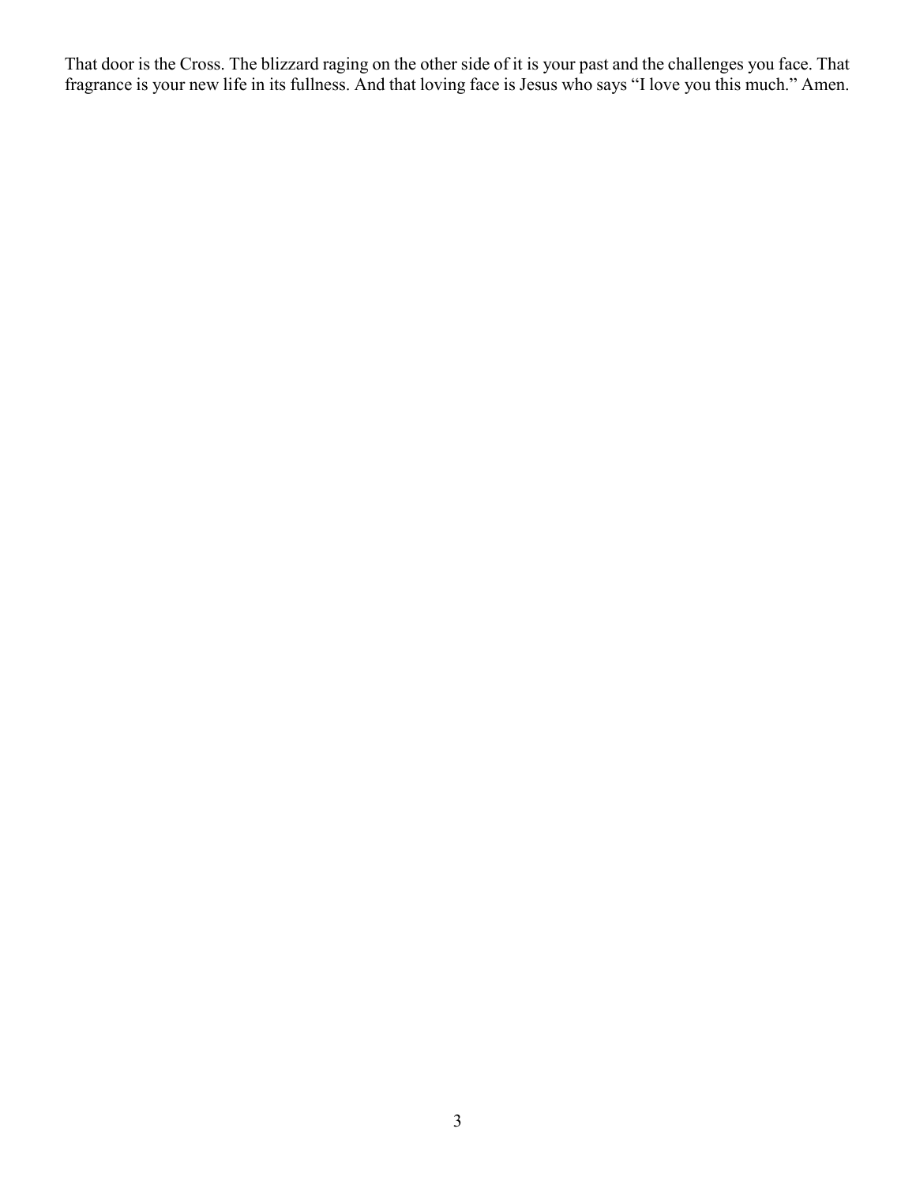That door is the Cross. The blizzard raging on the other side of it is your past and the challenges you face. That fragrance is your new life in its fullness. And that loving face is Jesus who says "I love you this much." Amen.